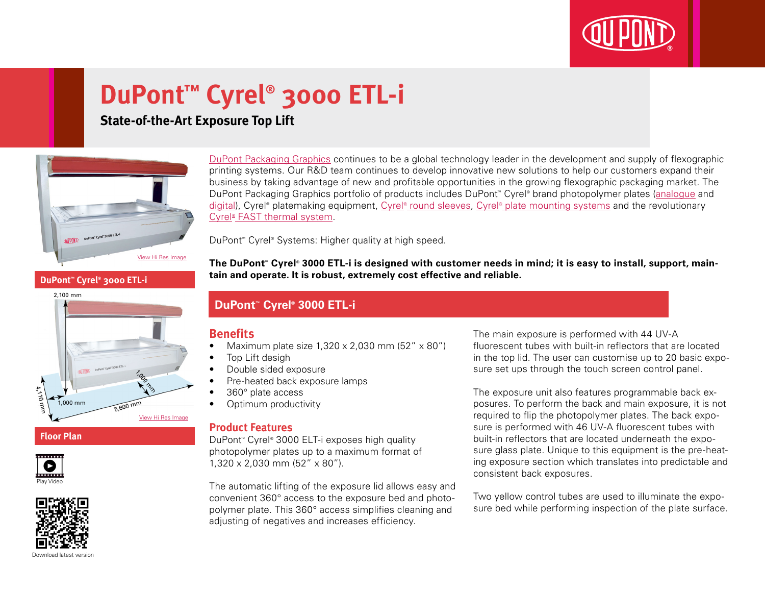# DuPont™ Cyrel® 3000 ETL-i

## State-of-the-Art Exposure Top Lift

View Hi Res Image

**DuPont™ Cyrel® 3000 ETL-i**

2,100 mm

1,000 mm

4,110 mm

1,000 mm

5,600 mm

View Hi Res Image

**Floor Plan**

Play Video

Download latest version

DuPont Packaging Graphics continues to be a global technology leader in the development and supply of flexographic printing systems. Our R&D team continues to develop innovative new solutions to help our customers expand their business by taking advantage of new and profitable opportunities in the growing flexographic packaging market. The DuPont Packaging Graphics portfolio of products includes DuPont™ Cyrel® brand photopolymer plates (analogue and digital), Cyrel® platemaking equipment, Cyrel® round sleeves, Cyrel® plate mounting systems and the revolutionary Cyrel® FAST thermal system.

DuPont™ Cyrel® Systems: Higher quality at high speed.

**The DuPont™ Cyrel® 3000 ETL-i is designed with customer needs in mind; it is easy to install, support, maintain and operate. It is robust, extremely cost effective and reliable.**

## DuPont™ Cyrel® 3000 ETL-i

### Benefits

- Maximum plate size 1,320 x 2,030 mm (52" x 80")
- Top Lift design
- Double sided exposure
- Pre-heated back exposure lamps
- 360° plate access
- Optimum productivity

### Product Features

DuPont™ Cyrel® 3000 ELT-i exposes high quality photopolymer plates up to a maximum format of 1,320 x 2,030 mm (52" x 80").

The automatic lifting of the exposure lid allows easy and convenient 360° access to the exposure bed and photopolymer plate. This 360° access simplifies cleaning and adjusting of negatives and increases efficiency.

The main exposure is performed with 44 UV-A fluorescent tubes with built-in reflectors that are located in the top lid. The user can customise up to 20 basic exposure set ups through the touch screen control panel.

The exposure unit also features programmable back exposures. To perform the back and main exposure, it is not required to flip the photopolymer plates. The back exposure is performed with 46 UV-A fluorescent tubes with built-in reflectors that are located underneath the exposure glass plate. Unique to this equipment is the pre-heating exposure section which translates into predictable and consistent back exposures.

Two yellow control tubes are used to illuminate the exposure bed while performing inspection of the plate surface.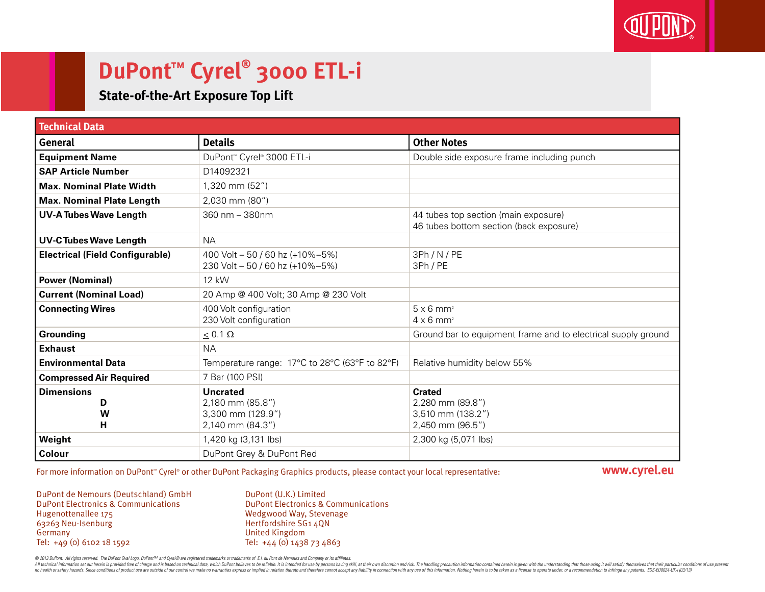# DuPont™ Cyrel® 3000 ETL-i

## State-of-the-Art Exposure Top Lift

| Technical Data | | |
|---|---|---|
| **General** | **Details** | **Other Notes** |
| **Equipment Name** | DuPont™ Cyrel® 3000 ETL-i | Double side exposure frame including punch |
| **SAP Article Number** | D14092321 | |
| **Max. Nominal Plate Width** | 1,320 mm (52") | |
| **Max. Nominal Plate Length** | 2,030 mm (80") | |
| **UV-A Tubes Wave Length** | 360 nm – 380nm | 44 tubes top section (main exposure)<br>46 tubes bottom section (back exposure) |
| **UV-C Tubes Wave Length** | NA | |
| **Electrical (Field Configurable)** | 400 Volt – 50 / 60 hz (+10%–5%)<br>230 Volt – 50 / 60 hz (+10%–5%) | 3Ph / N / PE<br>3Ph / PE |
| **Power (Nominal)** | 12 kW | |
| **Current (Nominal Load)** | 20 Amp @ 400 Volt; 30 Amp @ 230 Volt | |
| **Connecting Wires** | 400 Volt configuration<br>230 Volt configuration | 5 x 6 $mm^2$<br>4 x 6 $mm^2$ |
| **Grounding** | $\leq 0.1\ \Omega$ | Ground bar to equipment frame and to electrical supply ground |
| **Exhaust** | NA | |
| **Environmental Data** | Temperature range: 17°C to 28°C (63°F to 82°F) | Relative humidity below 55% |
| **Compressed Air Required** | 7 Bar (100 PSI) | |
| **Dimensions** | **Uncrated** | **Crated** |
| **D** | 2,180 mm (85.8") | 2,280 mm (89.8") |
| **W** | 3,300 mm (129.9") | 3,510 mm (138.2") |
| **H** | 2,140 mm (84.3") | 2,450 mm (96.5") |
| **Weight** | 1,420 kg (3,131 lbs) | 2,300 kg (5,071 lbs) |
| **Colour** | DuPont Grey & DuPont Red | |

For more information on DuPont™ Cyrel® or other DuPont Packaging Graphics products, please contact your local representative:

**www.cyrel.eu**

DuPont de Nemours (Deutschland) GmbH
DuPont Electronics & Communications
Hugenottenallee 175
63263 Neu-Isenburg
Germany
Tel: +49 (0) 6102 18 1592

DuPont (U.K.) Limited
DuPont Electronics & Communications
Wedgwood Way, Stevenage
Hertfordshire SG1 4QN
United Kingdom
Tel: +44 (0) 1438 73 4863

© 2013 DuPont. All rights reserved. The DuPont Oval Logo, DuPont™ and Cyrel® are registered trademarks or trademarks of E.I. du Pont de Nemours and Company or its affiliates.
All technical information set out herein is provided free of charge and is based on technical data, which DuPont believes to be reliable. It is intended for use by persons having skill, at their own discretion and risk. The handling precaution information contained herein is given with the understanding that those using it will satisfy themselves that their particular conditions of use present no health or safety hazards. Since conditions of product use are outside of our control we make no warranties express or implied in relation thereto and therefore cannot accept any liability in connection with any use of this information. Nothing herein is to be taken as a license to operate under, or a recommendation to infringe any patents. EDS-EU0024-UK-i (03/13)